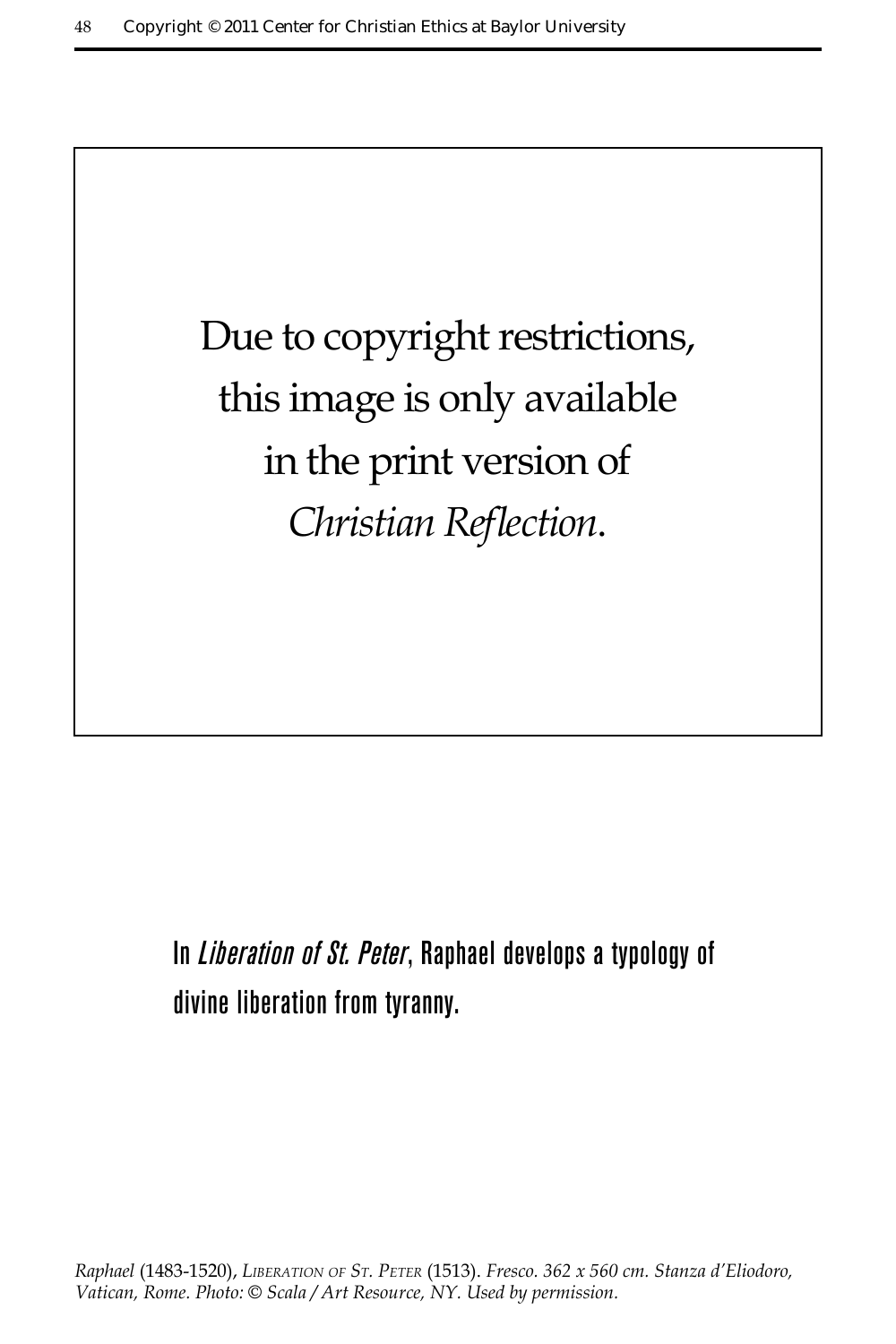Due to copyright restrictions, this image is only available in the print version of *Christian Reflection*.

In *Liberation of St. Peter*, Raphael develops a typology of divine liberation from tyranny.

*Raphael* (1483-1520), *Liberation of St. Peter* (1513). *Fresco. 362 x 560 cm. Stanza d'Eliodoro, Vatican, Rome. Photo: © Scala / Art Resource, NY. Used by permission.*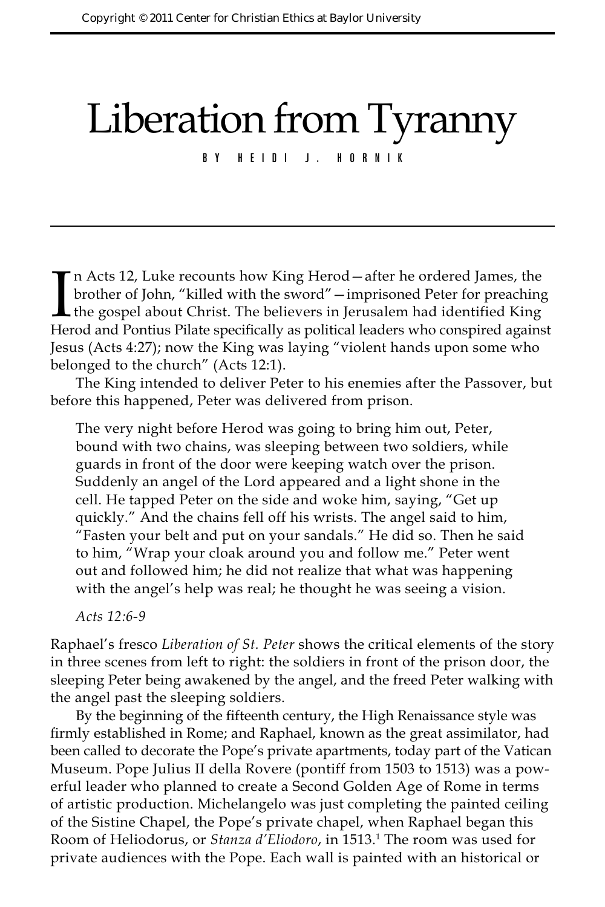# Liberation from Tyranny

BY HEIDI J. HORNIK

In Acts 12, Luke recounts how King Herod—after he ordered James, the brother of John, "killed with the sword"—imprisoned Peter for preaching the gospel about Christ. The believers in Jerusalem had identified King Herod and Pontius Pilate specifically as political leaders who conspired against Jesus (Acts 4:27); now the King was laying "violent hands upon some who belonged to the church" (Acts 12:1).

The King intended to deliver Peter to his enemies after the Passover, but before this happened, Peter was delivered from prison.

> The very night before Herod was going to bring him out, Peter, bound with two chains, was sleeping between two soldiers, while guards in front of the door were keeping watch over the prison. Suddenly an angel of the Lord appeared and a light shone in the cell. He tapped Peter on the side and woke him, saying, "Get up quickly." And the chains fell off his wrists. The angel said to him, "Fasten your belt and put on your sandals." He did so. Then he said to him, "Wrap your cloak around you and follow me." Peter went out and followed him; he did not realize that what was happening with the angel's help was real; he thought he was seeing a vision.
>
> *Acts 12:6-9*

Raphael's fresco *Liberation of St. Peter* shows the critical elements of the story in three scenes from left to right: the soldiers in front of the prison door, the sleeping Peter being awakened by the angel, and the freed Peter walking with the angel past the sleeping soldiers.

By the beginning of the fifteenth century, the High Renaissance style was firmly established in Rome; and Raphael, known as the great assimilator, had been called to decorate the Pope's private apartments, today part of the Vatican Museum. Pope Julius II della Rovere (pontiff from 1503 to 1513) was a powerful leader who planned to create a Second Golden Age of Rome in terms of artistic production. Michelangelo was just completing the painted ceiling of the Sistine Chapel, the Pope's private chapel, when Raphael began this Room of Heliodorus, or *Stanza d'Eliodoro*, in 1513.[1] The room was used for private audiences with the Pope. Each wall is painted with an historical or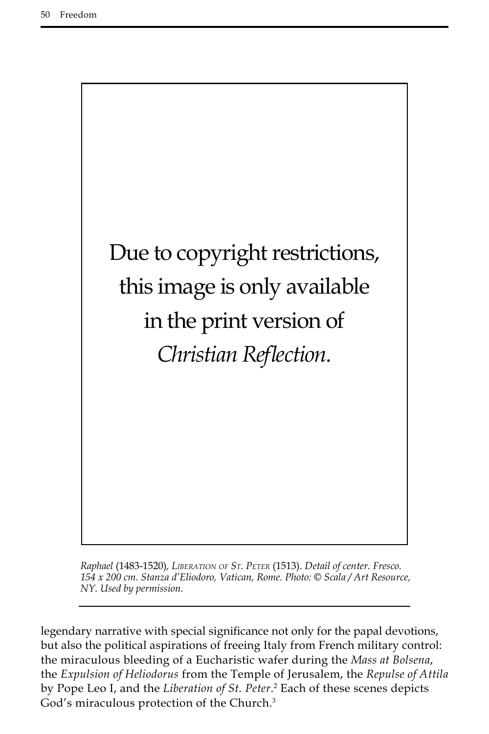Due to copyright restrictions, this image is only available in the print version of *Christian Reflection*.

*Raphael* (1483-1520), LIBERATION OF ST. PETER (1513). *Detail of center. Fresco. 154 x 200 cm. Stanza d'Eliodoro, Vatican, Rome. Photo: © Scala / Art Resource, NY. Used by permission.*

legendary narrative with special significance not only for the papal devotions, but also the political aspirations of freeing Italy from French military control: the miraculous bleeding of a Eucharistic wafer during the *Mass at Bolsena*, the *Expulsion of Heliodorus* from the Temple of Jerusalem, the *Repulse of Attila* by Pope Leo I, and the *Liberation of St. Peter*.[2] Each of these scenes depicts God's miraculous protection of the Church.[3]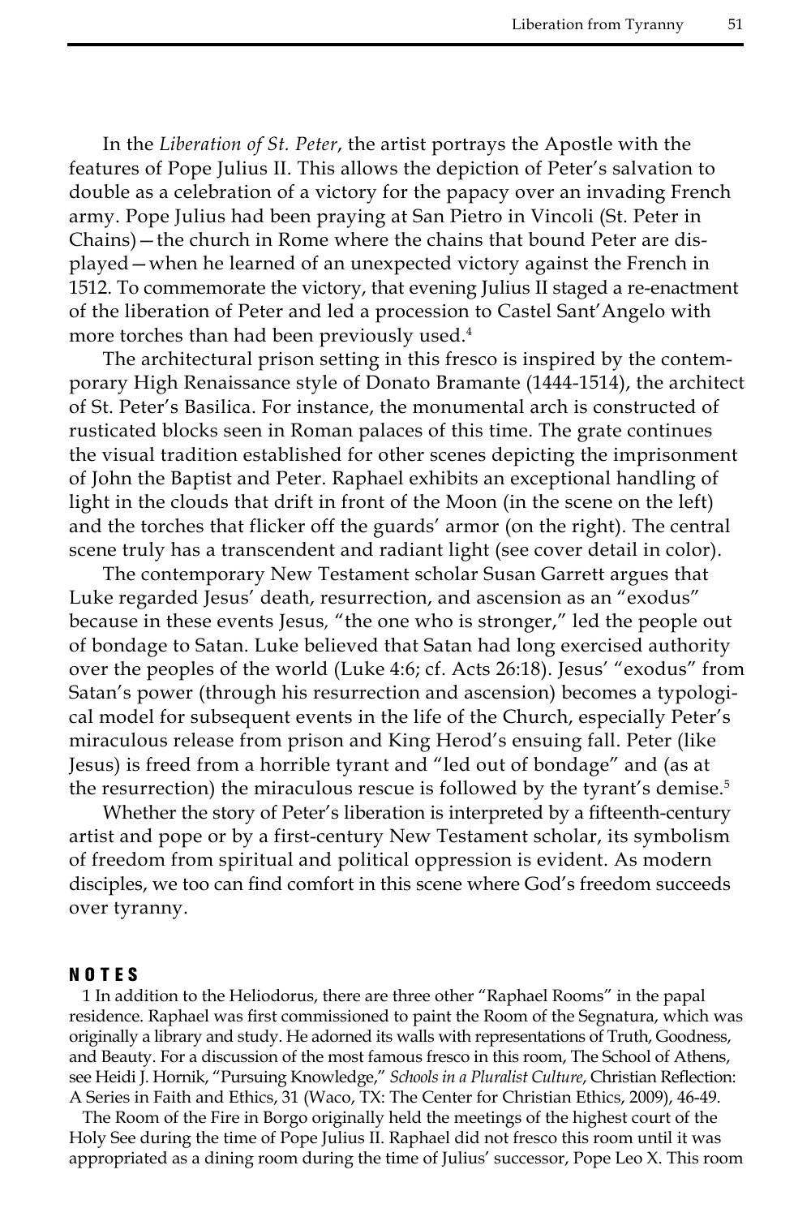In the *Liberation of St. Peter*, the artist portrays the Apostle with the features of Pope Julius II. This allows the depiction of Peter's salvation to double as a celebration of a victory for the papacy over an invading French army. Pope Julius had been praying at San Pietro in Vincoli (St. Peter in Chains)—the church in Rome where the chains that bound Peter are displayed—when he learned of an unexpected victory against the French in 1512. To commemorate the victory, that evening Julius II staged a re-enactment of the liberation of Peter and led a procession to Castel Sant'Angelo with more torches than had been previously used.[4]

The architectural prison setting in this fresco is inspired by the contemporary High Renaissance style of Donato Bramante (1444-1514), the architect of St. Peter's Basilica. For instance, the monumental arch is constructed of rusticated blocks seen in Roman palaces of this time. The grate continues the visual tradition established for other scenes depicting the imprisonment of John the Baptist and Peter. Raphael exhibits an exceptional handling of light in the clouds that drift in front of the Moon (in the scene on the left) and the torches that flicker off the guards' armor (on the right). The central scene truly has a transcendent and radiant light (see cover detail in color).

The contemporary New Testament scholar Susan Garrett argues that Luke regarded Jesus' death, resurrection, and ascension as an "exodus" because in these events Jesus, "the one who is stronger," led the people out of bondage to Satan. Luke believed that Satan had long exercised authority over the peoples of the world (Luke 4:6; cf. Acts 26:18). Jesus' "exodus" from Satan's power (through his resurrection and ascension) becomes a typological model for subsequent events in the life of the Church, especially Peter's miraculous release from prison and King Herod's ensuing fall. Peter (like Jesus) is freed from a horrible tyrant and "led out of bondage" and (as at the resurrection) the miraculous rescue is followed by the tyrant's demise.[5]

Whether the story of Peter's liberation is interpreted by a fifteenth-century artist and pope or by a first-century New Testament scholar, its symbolism of freedom from spiritual and political oppression is evident. As modern disciples, we too can find comfort in this scene where God's freedom succeeds over tyranny.

## NOTES

1 In addition to the Heliodorus, there are three other "Raphael Rooms" in the papal residence. Raphael was first commissioned to paint the Room of the Segnatura, which was originally a library and study. He adorned its walls with representations of Truth, Goodness, and Beauty. For a discussion of the most famous fresco in this room, The School of Athens, see Heidi J. Hornik, "Pursuing Knowledge," *Schools in a Pluralist Culture*, Christian Reflection: A Series in Faith and Ethics, 31 (Waco, TX: The Center for Christian Ethics, 2009), 46-49.

The Room of the Fire in Borgo originally held the meetings of the highest court of the Holy See during the time of Pope Julius II. Raphael did not fresco this room until it was appropriated as a dining room during the time of Julius' successor, Pope Leo X. This room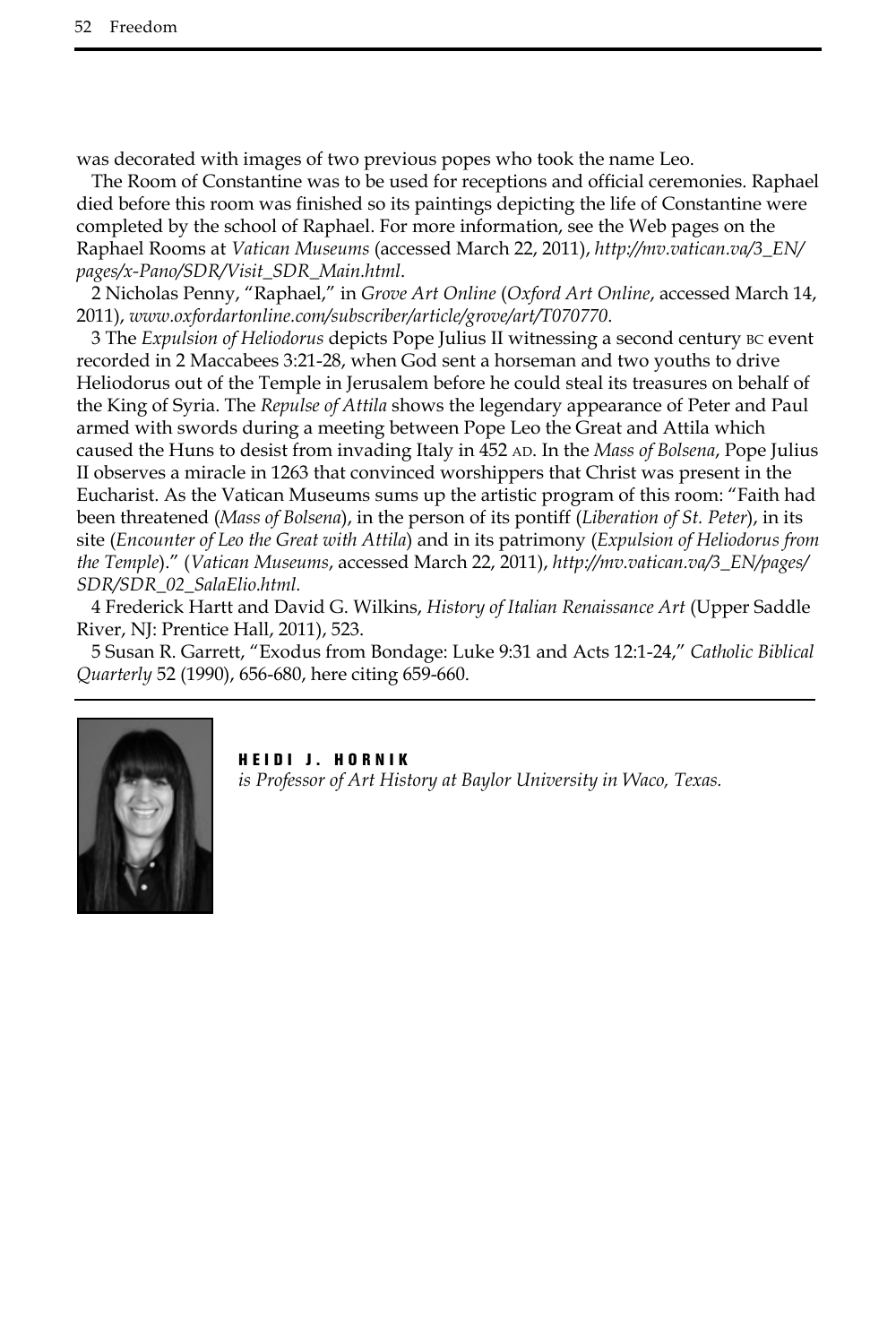was decorated with images of two previous popes who took the name Leo.

The Room of Constantine was to be used for receptions and official ceremonies. Raphael died before this room was finished so its paintings depicting the life of Constantine were completed by the school of Raphael. For more information, see the Web pages on the Raphael Rooms at *Vatican Museums* (accessed March 22, 2011), *http://mv.vatican.va/3_EN/pages/x-Pano/SDR/Visit_SDR_Main.html*.

2 Nicholas Penny, "Raphael," in *Grove Art Online* (*Oxford Art Online*, accessed March 14, 2011), *www.oxfordartonline.com/subscriber/article/grove/art/T070770*.

3 The *Expulsion of Heliodorus* depicts Pope Julius II witnessing a second century BC event recorded in 2 Maccabees 3:21-28, when God sent a horseman and two youths to drive Heliodorus out of the Temple in Jerusalem before he could steal its treasures on behalf of the King of Syria. The *Repulse of Attila* shows the legendary appearance of Peter and Paul armed with swords during a meeting between Pope Leo the Great and Attila which caused the Huns to desist from invading Italy in 452 AD. In the *Mass of Bolsena*, Pope Julius II observes a miracle in 1263 that convinced worshippers that Christ was present in the Eucharist. As the Vatican Museums sums up the artistic program of this room: "Faith had been threatened (*Mass of Bolsena*), in the person of its pontiff (*Liberation of St. Peter*), in its site (*Encounter of Leo the Great with Attila*) and in its patrimony (*Expulsion of Heliodorus from the Temple*)." (*Vatican Museums*, accessed March 22, 2011), *http://mv.vatican.va/3_EN/pages/SDR/SDR_02_SalaElio.html.*

4 Frederick Hartt and David G. Wilkins, *History of Italian Renaissance Art* (Upper Saddle River, NJ: Prentice Hall, 2011), 523.

5 Susan R. Garrett, "Exodus from Bondage: Luke 9:31 and Acts 12:1-24," *Catholic Biblical Quarterly* 52 (1990), 656-680, here citing 659-660.

---

**HEIDI J. HORNIK**
*is Professor of Art History at Baylor University in Waco, Texas.*